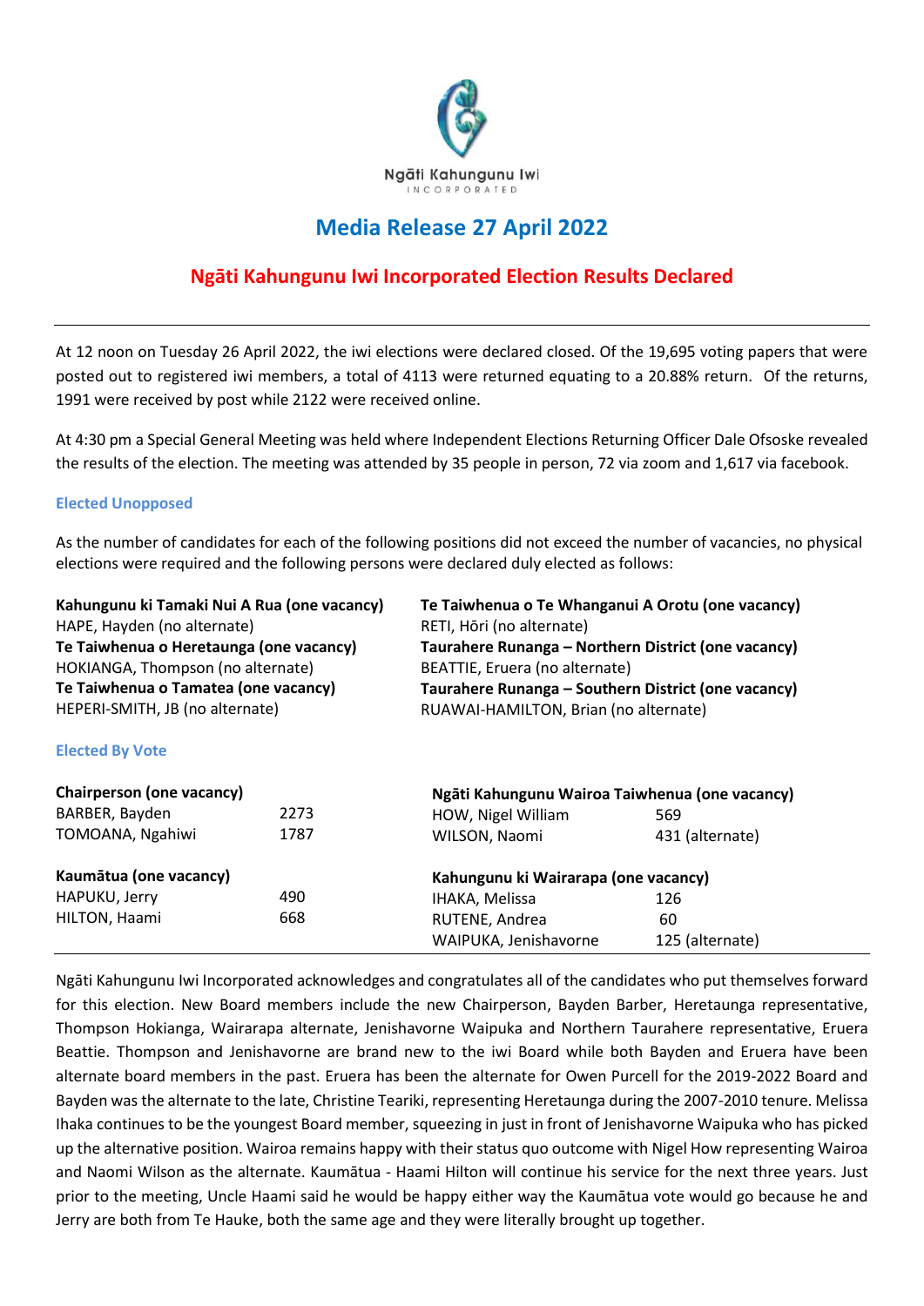Ngāti Kahungunu Iwi INCORPORATED

# Media Release 27 April 2022

## Ngāti Kahungunu Iwi Incorporated Election Results Declared

At 12 noon on Tuesday 26 April 2022, the iwi elections were declared closed. Of the 19,695 voting papers that were posted out to registered iwi members, a total of 4113 were returned equating to a 20.88% return. Of the returns, 1991 were received by post while 2122 were received online.

At 4:30 pm a Special General Meeting was held where Independent Elections Returning Officer Dale Ofsoske revealed the results of the election. The meeting was attended by 35 people in person, 72 via zoom and 1,617 via facebook.

### Elected Unopposed

As the number of candidates for each of the following positions did not exceed the number of vacancies, no physical elections were required and the following persons were declared duly elected as follows:

**Kahungunu ki Tamaki Nui A Rua (one vacancy)**
HAPE, Hayden (no alternate)

**Te Taiwhenua o Heretaunga (one vacancy)**
HOKIANGA, Thompson (no alternate)

**Te Taiwhenua o Tamatea (one vacancy)**
HEPERI-SMITH, JB (no alternate)

**Te Taiwhenua o Te Whanganui A Orotu (one vacancy)**
RETI, Hōri (no alternate)

**Taurahere Runanga – Northern District (one vacancy)**
BEATTIE, Eruera (no alternate)

**Taurahere Runanga – Southern District (one vacancy)**
RUAWAI-HAMILTON, Brian (no alternate)

### Elected By Vote

| Chairperson (one vacancy) | |
|---|---|
| BARBER, Bayden | 2273 |
| TOMOANA, Ngahiwi | 1787 |

| Kaumātua (one vacancy) | |
|---|---|
| HAPUKU, Jerry | 490 |
| HILTON, Haami | 668 |

| Ngāti Kahungunu Wairoa Taiwhenua (one vacancy) | |
|---|---|
| HOW, Nigel William | 569 |
| WILSON, Naomi | 431 (alternate) |

| Kahungunu ki Wairarapa (one vacancy) | |
|---|---|
| IHAKA, Melissa | 126 |
| RUTENE, Andrea | 60 |
| WAIPUKA, Jenishavorne | 125 (alternate) |

Ngāti Kahungunu Iwi Incorporated acknowledges and congratulates all of the candidates who put themselves forward for this election. New Board members include the new Chairperson, Bayden Barber, Heretaunga representative, Thompson Hokianga, Wairarapa alternate, Jenishavorne Waipuka and Northern Taurahere representative, Eruera Beattie. Thompson and Jenishavorne are brand new to the iwi Board while both Bayden and Eruera have been alternate board members in the past. Eruera has been the alternate for Owen Purcell for the 2019-2022 Board and Bayden was the alternate to the late, Christine Teariki, representing Heretaunga during the 2007-2010 tenure. Melissa Ihaka continues to be the youngest Board member, squeezing in just in front of Jenishavorne Waipuka who has picked up the alternative position. Wairoa remains happy with their status quo outcome with Nigel How representing Wairoa and Naomi Wilson as the alternate. Kaumātua - Haami Hilton will continue his service for the next three years. Just prior to the meeting, Uncle Haami said he would be happy either way the Kaumātua vote would go because he and Jerry are both from Te Hauke, both the same age and they were literally brought up together.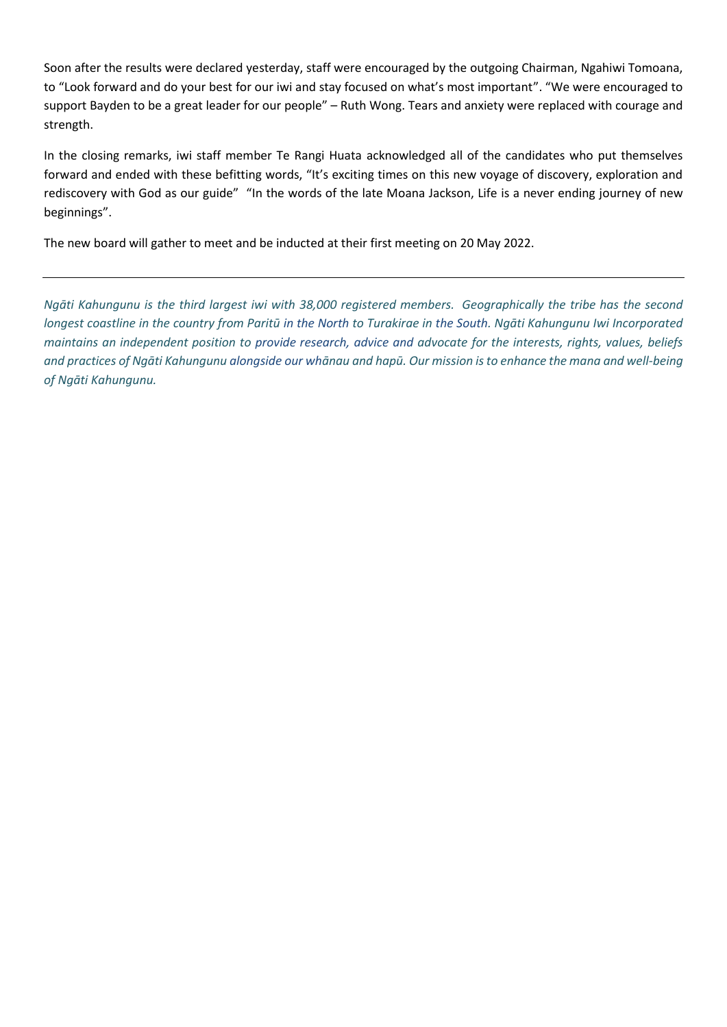Soon after the results were declared yesterday, staff were encouraged by the outgoing Chairman, Ngahiwi Tomoana, to “Look forward and do your best for our iwi and stay focused on what’s most important”. “We were encouraged to support Bayden to be a great leader for our people” – Ruth Wong. Tears and anxiety were replaced with courage and strength.

In the closing remarks, iwi staff member Te Rangi Huata acknowledged all of the candidates who put themselves forward and ended with these befitting words, “It’s exciting times on this new voyage of discovery, exploration and rediscovery with God as our guide” “In the words of the late Moana Jackson, Life is a never ending journey of new beginnings”.

The new board will gather to meet and be inducted at their first meeting on 20 May 2022.

---

*Ngāti Kahungunu is the third largest iwi with 38,000 registered members. Geographically the tribe has the second longest coastline in the country from Paritū in the North to Turakirae in the South. Ngāti Kahungunu Iwi Incorporated maintains an independent position to provide research, advice and advocate for the interests, rights, values, beliefs and practices of Ngāti Kahungunu alongside our whānau and hapū. Our mission is to enhance the mana and well-being of Ngāti Kahungunu.*